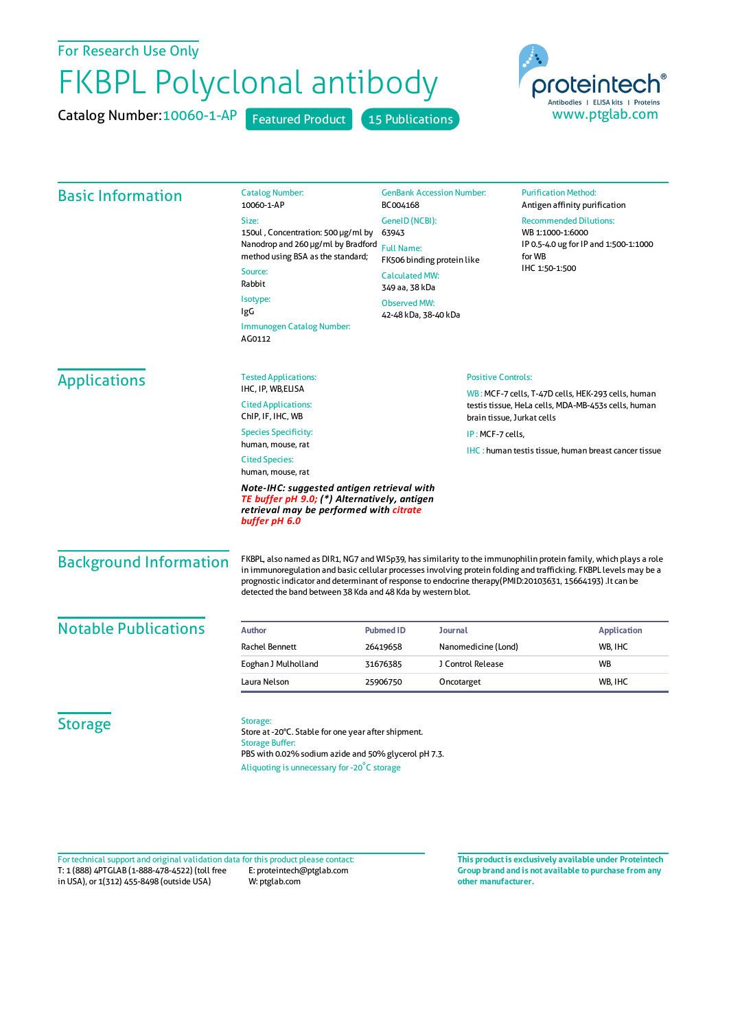For Research Use Only

# FKBPL Polyclonal antibody

Catalog Number: 10060-1-AP  Featured Product  15 Publications

proteintech® Antibodies | ELISA kits | Proteins
www.ptglab.com

## Basic Information

Catalog Number:
10060-1-AP

Size:
150ul , Concentration: 500 μg/ml by Nanodrop and 260 μg/ml by Bradford method using BSA as the standard;

Source:
Rabbit

Isotype:
IgG

Immunogen Catalog Number:
AG0112

GenBank Accession Number:
BC004168

GeneID (NCBI):
63943

Full Name:
FK506 binding protein like

Calculated MW:
349 aa, 38 kDa

Observed MW:
42-48 kDa, 38-40 kDa

Purification Method:
Antigen affinity purification

Recommended Dilutions:
WB 1:1000-1:6000
IP 0.5-4.0 ug for IP and 1:500-1:1000 for WB
IHC 1:50-1:500

## Applications

Tested Applications:
IHC, IP, WB,ELISA

Cited Applications:
ChIP, IF, IHC, WB

Species Specificity:
human, mouse, rat

Cited Species:
human, mouse, rat

***Note-IHC: suggested antigen retrieval with TE buffer pH 9.0; (\*) Alternatively, antigen retrieval may be performed with citrate buffer pH 6.0***

Positive Controls:

WB : MCF-7 cells, T-47D cells, HEK-293 cells, human testis tissue, HeLa cells, MDA-MB-453s cells, human brain tissue, Jurkat cells

IP : MCF-7 cells,

IHC : human testis tissue, human breast cancer tissue

## Background Information

FKBPL, also named as DIR1, NG7 and WISp39, has similarity to the immunophilin protein family, which plays a role in immunoregulation and basic cellular processes involving protein folding and trafficking. FKBPL levels may be a prognostic indicator and determinant of response to endocrine therapy(PMID:20103631, 15664193) .It can be detected the band between 38 Kda and 48 Kda by western blot.

## Notable Publications

| Author | Pubmed ID | Journal | Application |
|---|---|---|---|
| Rachel Bennett | 26419658 | Nanomedicine (Lond) | WB, IHC |
| Eoghan J Mulholland | 31676385 | J Control Release | WB |
| Laura Nelson | 25906750 | Oncotarget | WB, IHC |

## Storage

Storage:
Store at -20°C. Stable for one year after shipment.
Storage Buffer:
PBS with 0.02% sodium azide and 50% glycerol pH 7.3.
Aliquoting is unnecessary for -20°C storage

For technical support and original validation data for this product please contact:
T: 1 (888) 4PTGLAB (1-888-478-4522) (toll free in USA), or 1(312) 455-8498 (outside USA)
E: proteintech@ptglab.com
W: ptglab.com

**This product is exclusively available under Proteintech Group brand and is not available to purchase from any other manufacturer.**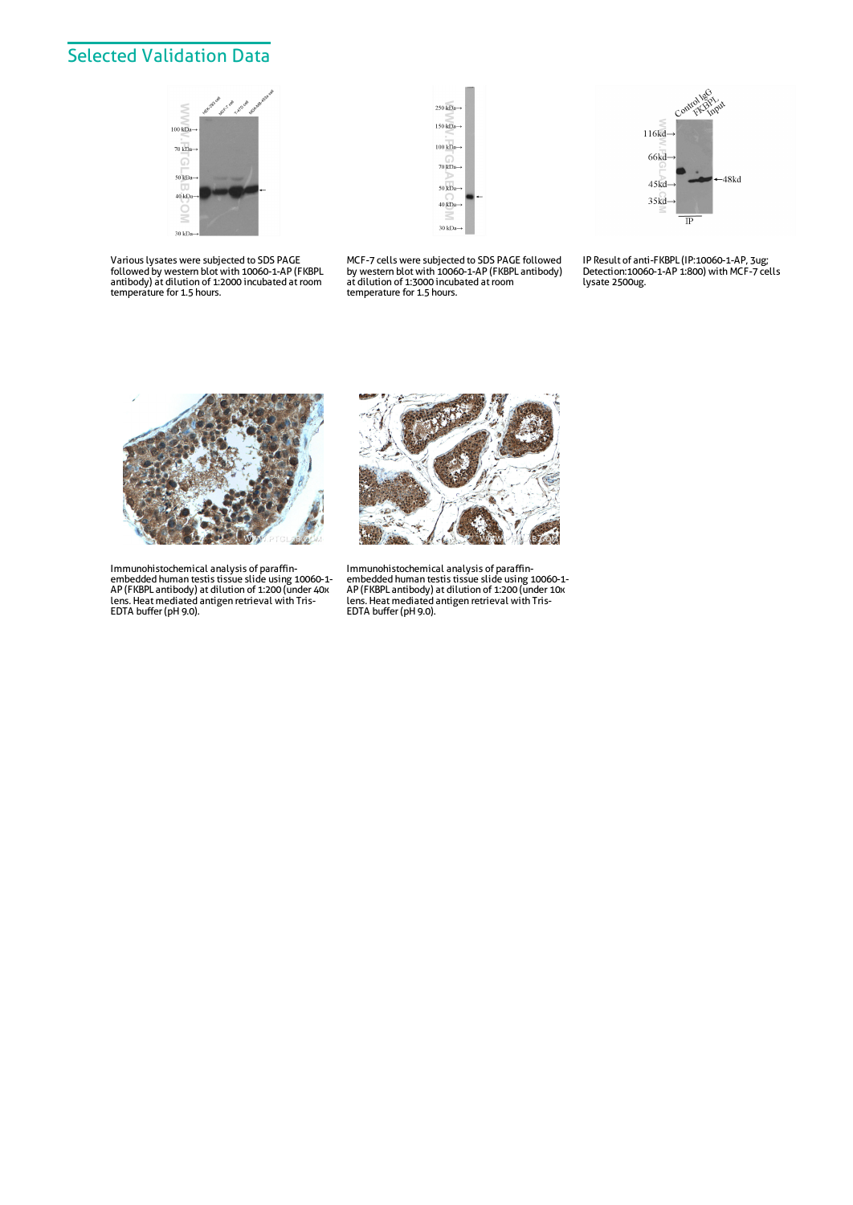## Selected Validation Data

HEK-293 cell
MCF-7 cell
T-47D cell
MDA-MB-453s cell

100 kDa→
70 kDa→
50 kDa→
40 kDa→
30 kDa→

Various lysates were subjected to SDS PAGE followed by western blot with 10060-1-AP (FKBPL antibody) at dilution of 1:2000 incubated at room temperature for 1.5 hours.

250 kDa→
150 kDa→
100 kDa→
70 kDa→
50 kDa→
40 kDa→
30 kDa→

MCF-7 cells were subjected to SDS PAGE followed by western blot with 10060-1-AP (FKBPL antibody) at dilution of 1:3000 incubated at room temperature for 1.5 hours.

Control IgG
FKBPL
Input

116kd→
66kd→
45kd→
35kd→
←48kd
IP

IP Result of anti-FKBPL (IP:10060-1-AP, 3ug; Detection:10060-1-AP 1:800) with MCF-7 cells lysate 2500ug.

Immunohistochemical analysis of paraffin-embedded human testis tissue slide using 10060-1-AP (FKBPL antibody) at dilution of 1:200 (under 40x lens. Heat mediated antigen retrieval with Tris-EDTA buffer (pH 9.0).

Immunohistochemical analysis of paraffin-embedded human testis tissue slide using 10060-1-AP (FKBPL antibody) at dilution of 1:200 (under 10x lens. Heat mediated antigen retrieval with Tris-EDTA buffer (pH 9.0).